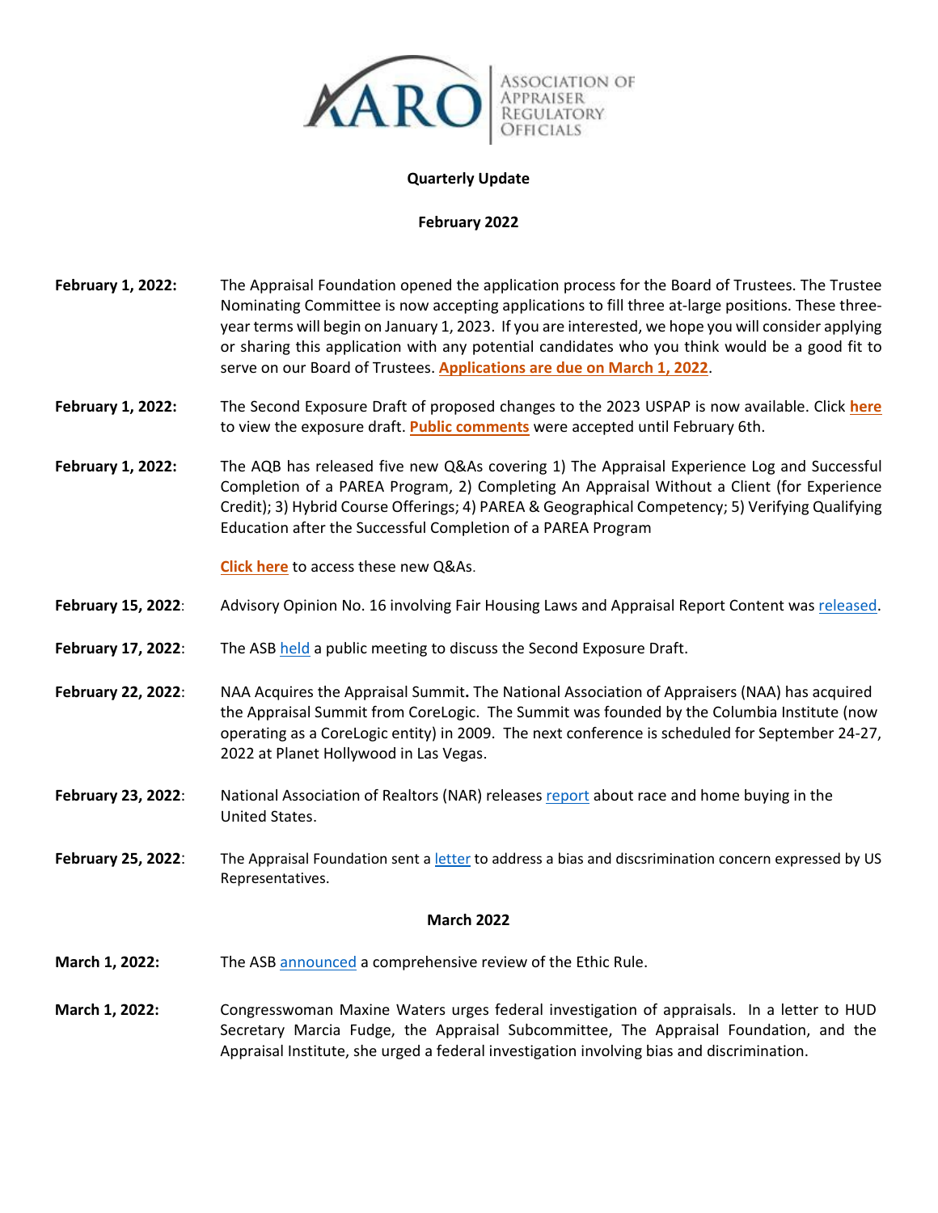AARO | Association of Appraiser Regulatory Officials

**Quarterly Update**

**February 2022**

**February 1, 2022:** The Appraisal Foundation opened the application process for the Board of Trustees. The Trustee Nominating Committee is now accepting applications to fill three at-large positions. These three-year terms will begin on January 1, 2023. If you are interested, we hope you will consider applying or sharing this application with any potential candidates who you think would be a good fit to serve on our Board of Trustees. **Applications are due on March 1, 2022**.

**February 1, 2022:** The Second Exposure Draft of proposed changes to the 2023 USPAP is now available. Click **here** to view the exposure draft. **Public comments** were accepted until February 6th.

**February 1, 2022:** The AQB has released five new Q&As covering 1) The Appraisal Experience Log and Successful Completion of a PAREA Program, 2) Completing An Appraisal Without a Client (for Experience Credit); 3) Hybrid Course Offerings; 4) PAREA & Geographical Competency; 5) Verifying Qualifying Education after the Successful Completion of a PAREA Program

**Click here** to access these new Q&As.

**February 15, 2022**: Advisory Opinion No. 16 involving Fair Housing Laws and Appraisal Report Content was released.

**February 17, 2022**: The ASB held a public meeting to discuss the Second Exposure Draft.

**February 22, 2022**: NAA Acquires the Appraisal Summit**.** The National Association of Appraisers (NAA) has acquired the Appraisal Summit from CoreLogic. The Summit was founded by the Columbia Institute (now operating as a CoreLogic entity) in 2009. The next conference is scheduled for September 24-27, 2022 at Planet Hollywood in Las Vegas.

**February 23, 2022**: National Association of Realtors (NAR) releases report about race and home buying in the United States.

**February 25, 2022**: The Appraisal Foundation sent a letter to address a bias and discsrimination concern expressed by US Representatives.

**March 2022**

**March 1, 2022:** The ASB announced a comprehensive review of the Ethic Rule.

**March 1, 2022:** Congresswoman Maxine Waters urges federal investigation of appraisals. In a letter to HUD Secretary Marcia Fudge, the Appraisal Subcommittee, The Appraisal Foundation, and the Appraisal Institute, she urged a federal investigation involving bias and discrimination.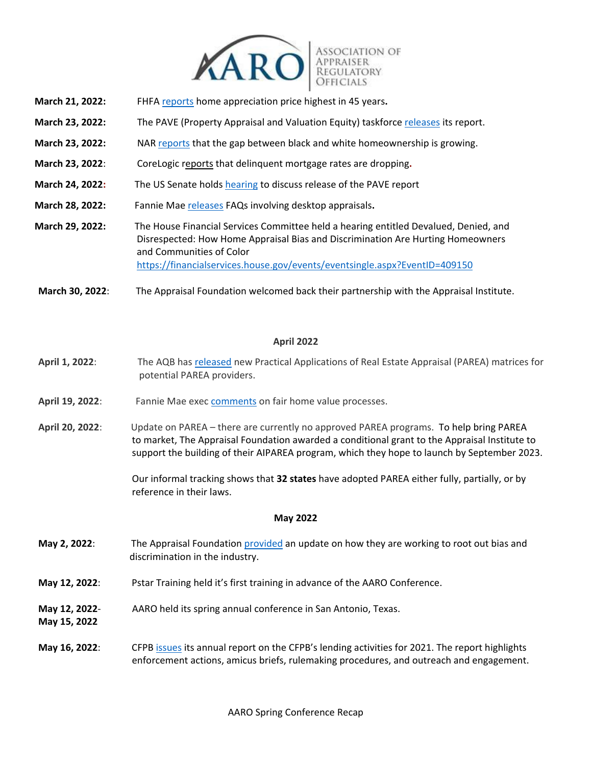**March 21, 2022:** FHFA reports home appreciation price highest in 45 years.

**March 23, 2022:** The PAVE (Property Appraisal and Valuation Equity) taskforce releases its report.

**March 23, 2022:** NAR reports that the gap between black and white homeownership is growing.

**March 23, 2022:** CoreLogic reports that delinquent mortgage rates are dropping.

**March 24, 2022:** The US Senate holds hearing to discuss release of the PAVE report

**March 28, 2022:** Fannie Mae releases FAQs involving desktop appraisals.

**March 29, 2022:** The House Financial Services Committee held a hearing entitled Devalued, Denied, and Disrespected: How Home Appraisal Bias and Discrimination Are Hurting Homeowners and Communities of Color https://financialservices.house.gov/events/eventsingle.aspx?EventID=409150

**March 30, 2022:** The Appraisal Foundation welcomed back their partnership with the Appraisal Institute.

## April 2022

**April 1, 2022:** The AQB has released new Practical Applications of Real Estate Appraisal (PAREA) matrices for potential PAREA providers.

**April 19, 2022:** Fannie Mae exec comments on fair home value processes.

**April 20, 2022:** Update on PAREA – there are currently no approved PAREA programs. To help bring PAREA to market, The Appraisal Foundation awarded a conditional grant to the Appraisal Institute to support the building of their AIPAREA program, which they hope to launch by September 2023.

Our informal tracking shows that **32 states** have adopted PAREA either fully, partially, or by reference in their laws.

## May 2022

**May 2, 2022:** The Appraisal Foundation provided an update on how they are working to root out bias and discrimination in the industry.

**May 12, 2022:** Pstar Training held it's first training in advance of the AARO Conference.

**May 12, 2022- May 15, 2022:** AARO held its spring annual conference in San Antonio, Texas.

**May 16, 2022:** CFPB issues its annual report on the CFPB's lending activities for 2021. The report highlights enforcement actions, amicus briefs, rulemaking procedures, and outreach and engagement.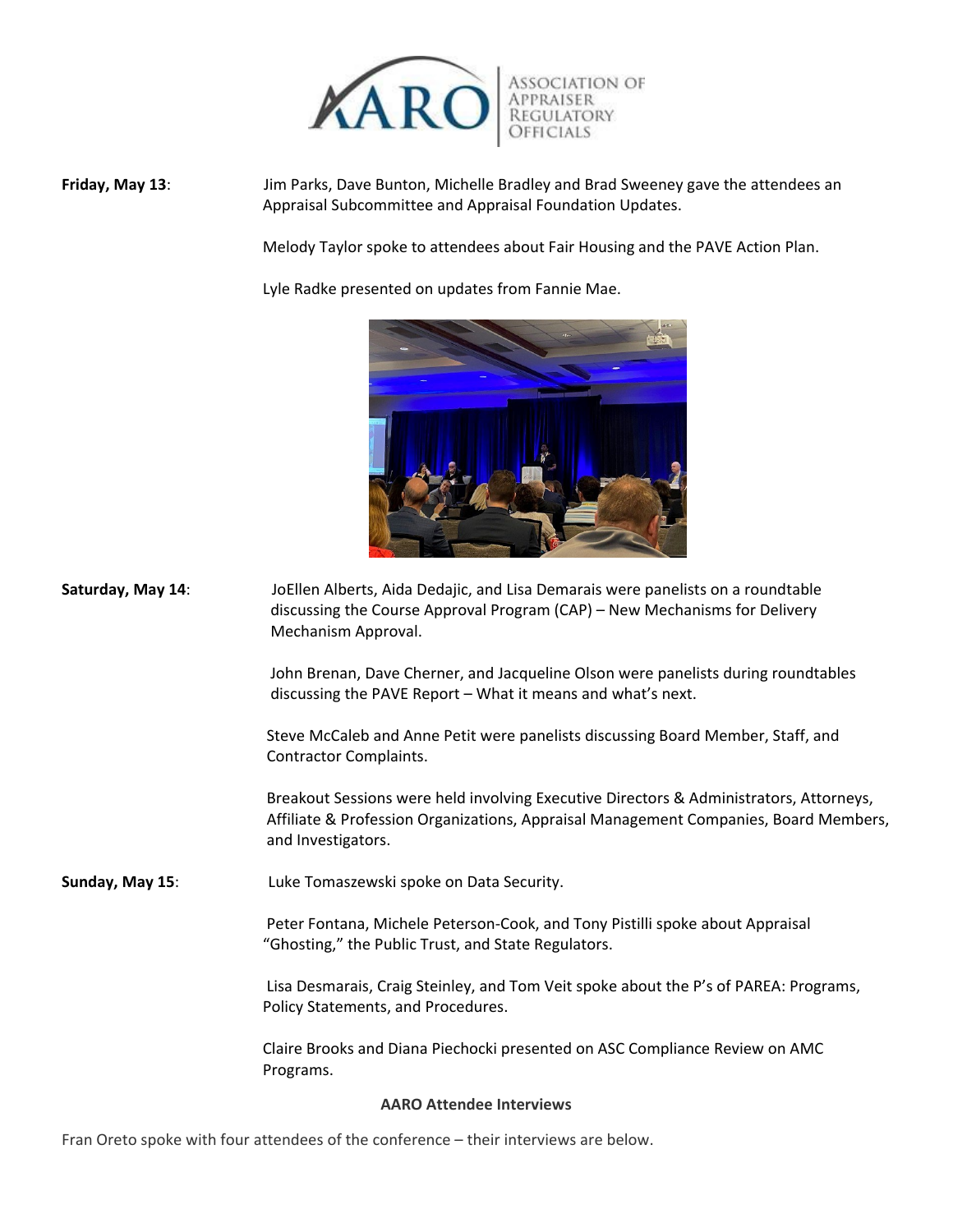**Friday, May 13**: Jim Parks, Dave Bunton, Michelle Bradley and Brad Sweeney gave the attendees an Appraisal Subcommittee and Appraisal Foundation Updates.

Melody Taylor spoke to attendees about Fair Housing and the PAVE Action Plan.

Lyle Radke presented on updates from Fannie Mae.

**Saturday, May 14**: JoEllen Alberts, Aida Dedajic, and Lisa Demarais were panelists on a roundtable discussing the Course Approval Program (CAP) – New Mechanisms for Delivery Mechanism Approval.

John Brenan, Dave Cherner, and Jacqueline Olson were panelists during roundtables discussing the PAVE Report – What it means and what's next.

Steve McCaleb and Anne Petit were panelists discussing Board Member, Staff, and Contractor Complaints.

Breakout Sessions were held involving Executive Directors & Administrators, Attorneys, Affiliate & Profession Organizations, Appraisal Management Companies, Board Members, and Investigators.

**Sunday, May 15**: Luke Tomaszewski spoke on Data Security.

Peter Fontana, Michele Peterson-Cook, and Tony Pistilli spoke about Appraisal "Ghosting," the Public Trust, and State Regulators.

Lisa Desmarais, Craig Steinley, and Tom Veit spoke about the P's of PAREA: Programs, Policy Statements, and Procedures.

Claire Brooks and Diana Piechocki presented on ASC Compliance Review on AMC Programs.

**AARO Attendee Interviews**

Fran Oreto spoke with four attendees of the conference – their interviews are below.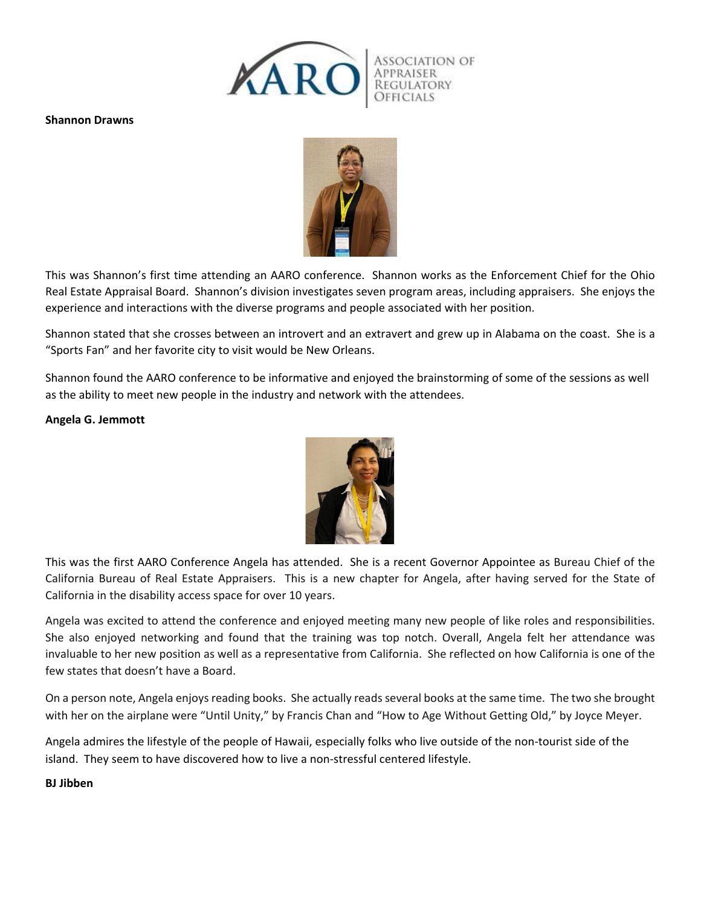**Shannon Drawns**

This was Shannon's first time attending an AARO conference. Shannon works as the Enforcement Chief for the Ohio Real Estate Appraisal Board. Shannon's division investigates seven program areas, including appraisers. She enjoys the experience and interactions with the diverse programs and people associated with her position.

Shannon stated that she crosses between an introvert and an extravert and grew up in Alabama on the coast. She is a "Sports Fan" and her favorite city to visit would be New Orleans.

Shannon found the AARO conference to be informative and enjoyed the brainstorming of some of the sessions as well as the ability to meet new people in the industry and network with the attendees.

**Angela G. Jemmott**

This was the first AARO Conference Angela has attended. She is a recent Governor Appointee as Bureau Chief of the California Bureau of Real Estate Appraisers. This is a new chapter for Angela, after having served for the State of California in the disability access space for over 10 years.

Angela was excited to attend the conference and enjoyed meeting many new people of like roles and responsibilities. She also enjoyed networking and found that the training was top notch. Overall, Angela felt her attendance was invaluable to her new position as well as a representative from California. She reflected on how California is one of the few states that doesn't have a Board.

On a person note, Angela enjoys reading books. She actually reads several books at the same time. The two she brought with her on the airplane were "Until Unity," by Francis Chan and "How to Age Without Getting Old," by Joyce Meyer.

Angela admires the lifestyle of the people of Hawaii, especially folks who live outside of the non-tourist side of the island. They seem to have discovered how to live a non-stressful centered lifestyle.

**BJ Jibben**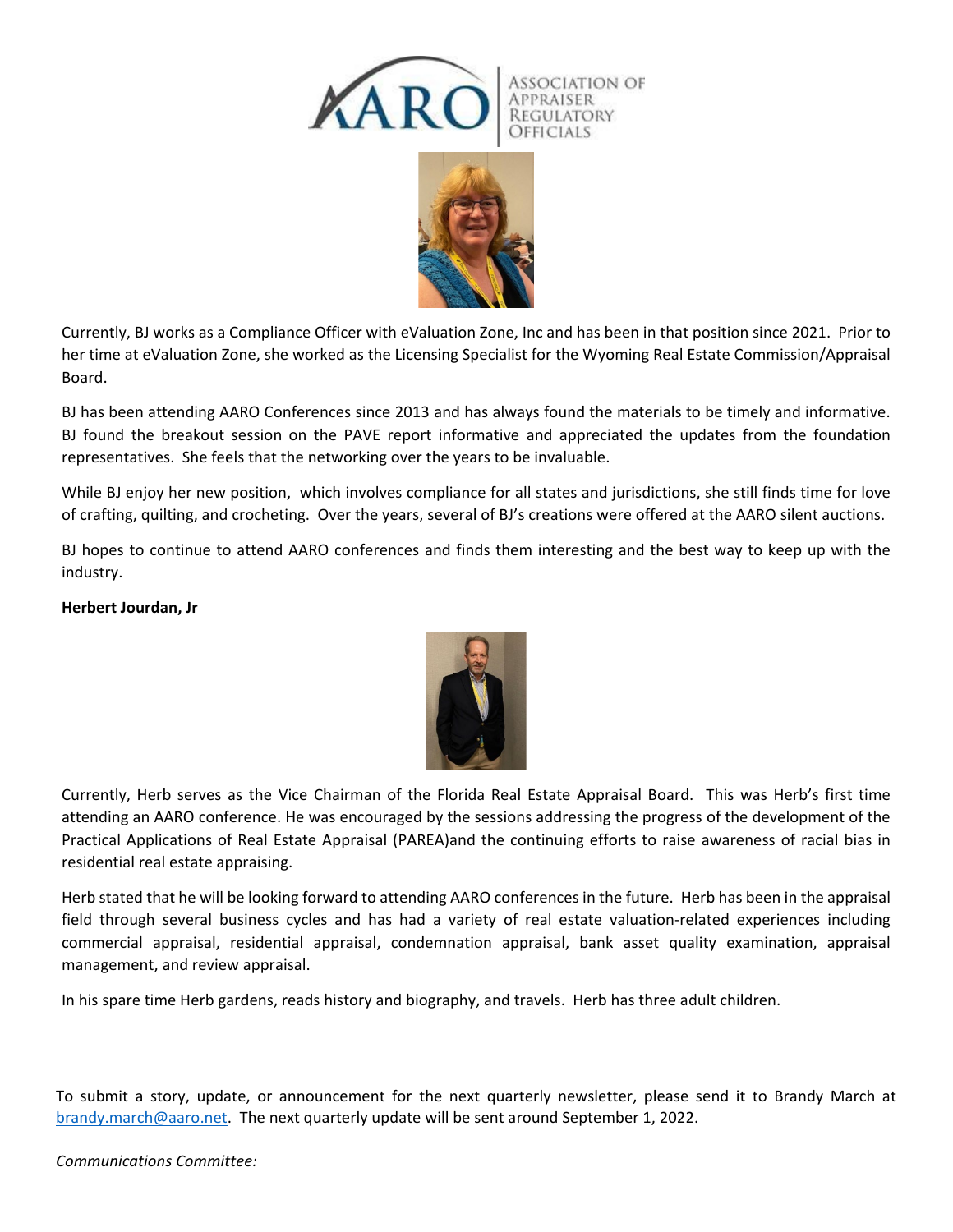Currently, BJ works as a Compliance Officer with eValuation Zone, Inc and has been in that position since 2021. Prior to her time at eValuation Zone, she worked as the Licensing Specialist for the Wyoming Real Estate Commission/Appraisal Board.

BJ has been attending AARO Conferences since 2013 and has always found the materials to be timely and informative. BJ found the breakout session on the PAVE report informative and appreciated the updates from the foundation representatives. She feels that the networking over the years to be invaluable.

While BJ enjoy her new position, which involves compliance for all states and jurisdictions, she still finds time for love of crafting, quilting, and crocheting. Over the years, several of BJ's creations were offered at the AARO silent auctions.

BJ hopes to continue to attend AARO conferences and finds them interesting and the best way to keep up with the industry.

**Herbert Jourdan, Jr**

Currently, Herb serves as the Vice Chairman of the Florida Real Estate Appraisal Board. This was Herb's first time attending an AARO conference. He was encouraged by the sessions addressing the progress of the development of the Practical Applications of Real Estate Appraisal (PAREA)and the continuing efforts to raise awareness of racial bias in residential real estate appraising.

Herb stated that he will be looking forward to attending AARO conferences in the future. Herb has been in the appraisal field through several business cycles and has had a variety of real estate valuation-related experiences including commercial appraisal, residential appraisal, condemnation appraisal, bank asset quality examination, appraisal management, and review appraisal.

In his spare time Herb gardens, reads history and biography, and travels. Herb has three adult children.

To submit a story, update, or announcement for the next quarterly newsletter, please send it to Brandy March at brandy.march@aaro.net. The next quarterly update will be sent around September 1, 2022.

*Communications Committee:*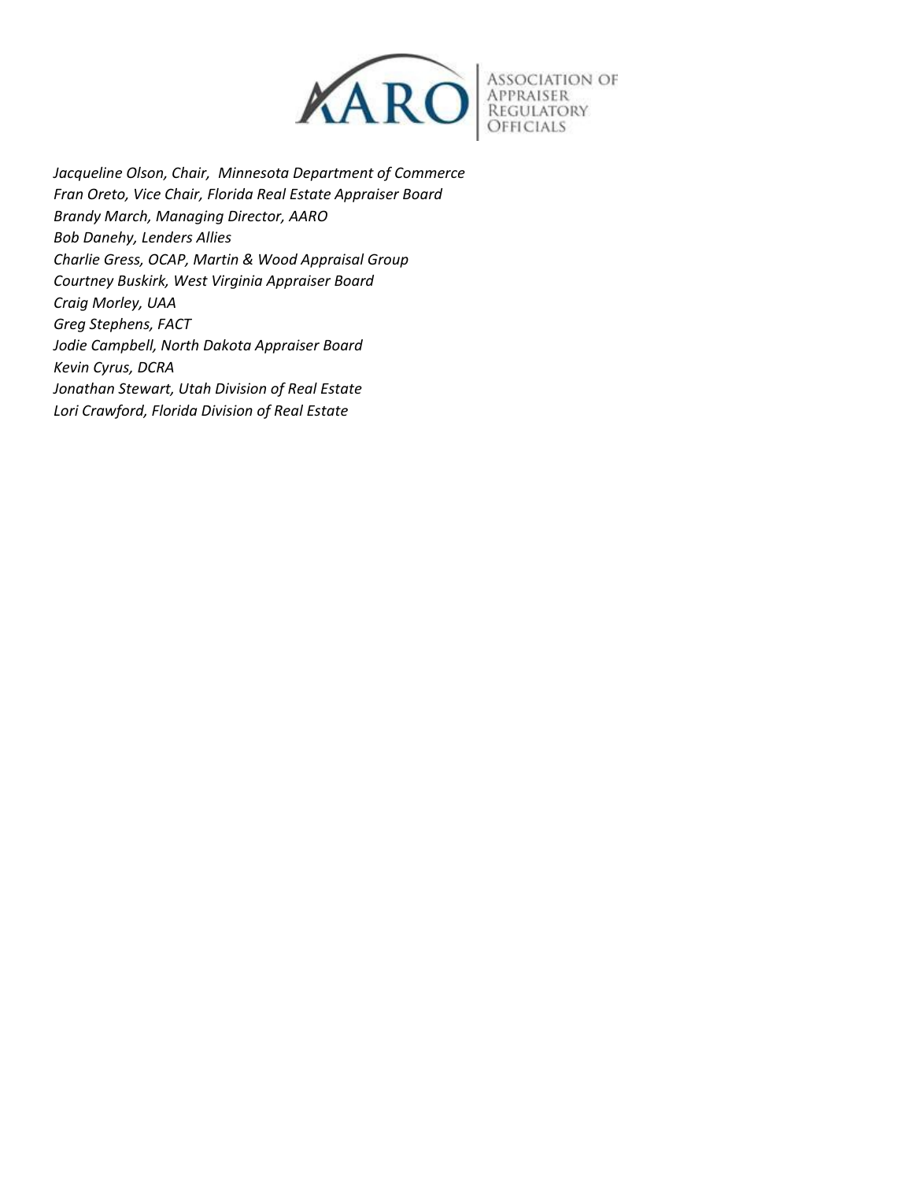*Jacqueline Olson, Chair, Minnesota Department of Commerce*
*Fran Oreto, Vice Chair, Florida Real Estate Appraiser Board*
*Brandy March, Managing Director, AARO*
*Bob Danehy, Lenders Allies*
*Charlie Gress, OCAP, Martin & Wood Appraisal Group*
*Courtney Buskirk, West Virginia Appraiser Board*
*Craig Morley, UAA*
*Greg Stephens, FACT*
*Jodie Campbell, North Dakota Appraiser Board*
*Kevin Cyrus, DCRA*
*Jonathan Stewart, Utah Division of Real Estate*
*Lori Crawford, Florida Division of Real Estate*